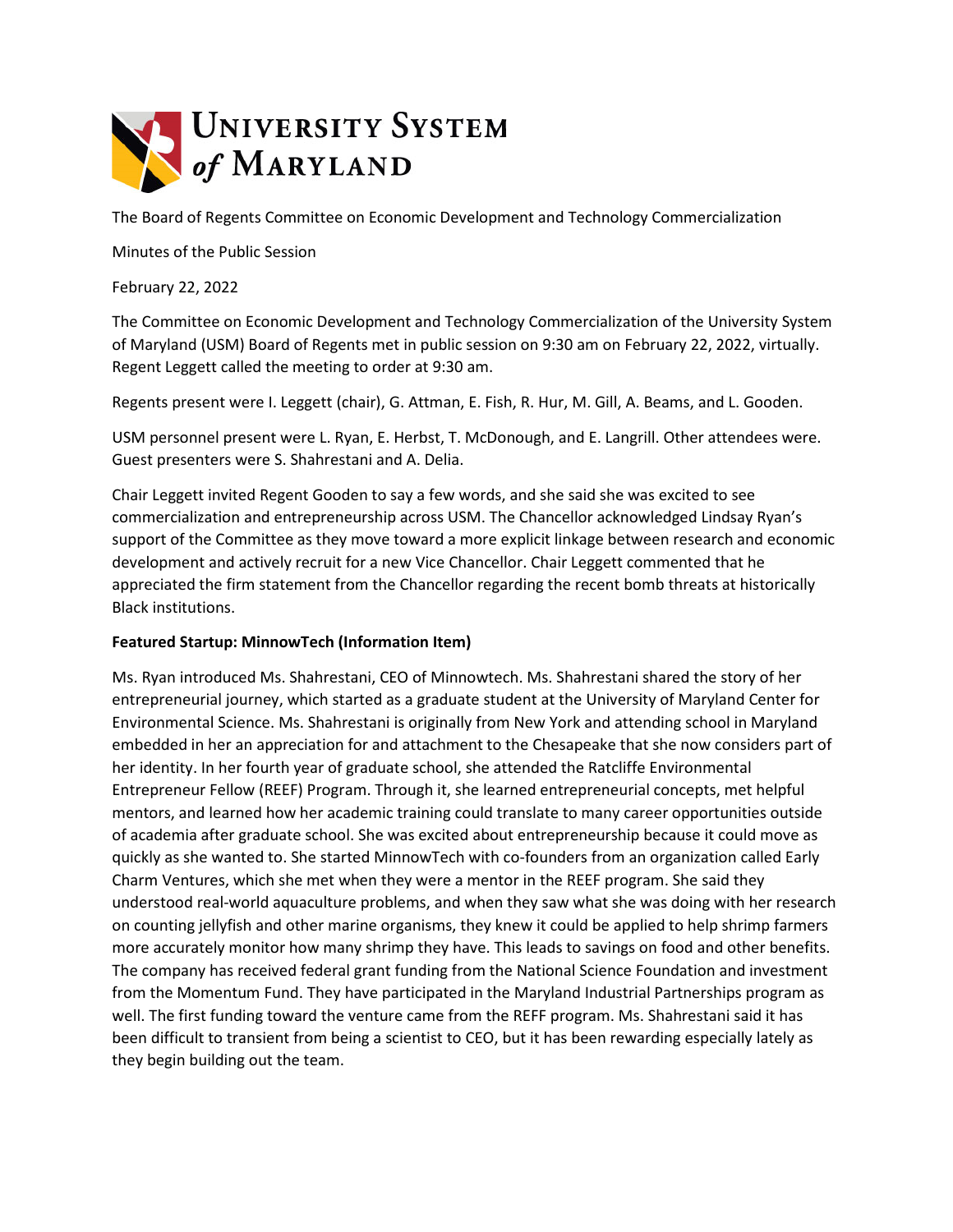The Board of Regents Committee on Economic Development and Technology Commercialization

Minutes of the Public Session

February 22, 2022

The Committee on Economic Development and Technology Commercialization of the University System of Maryland (USM) Board of Regents met in public session on 9:30 am on February 22, 2022, virtually. Regent Leggett called the meeting to order at 9:30 am.

Regents present were I. Leggett (chair), G. Attman, E. Fish, R. Hur, M. Gill, A. Beams, and L. Gooden.

USM personnel present were L. Ryan, E. Herbst, T. McDonough, and E. Langrill. Other attendees were. Guest presenters were S. Shahrestani and A. Delia.

Chair Leggett invited Regent Gooden to say a few words, and she said she was excited to see commercialization and entrepreneurship across USM. The Chancellor acknowledged Lindsay Ryan's support of the Committee as they move toward a more explicit linkage between research and economic development and actively recruit for a new Vice Chancellor. Chair Leggett commented that he appreciated the firm statement from the Chancellor regarding the recent bomb threats at historically Black institutions.

**Featured Startup: MinnowTech (Information Item)**

Ms. Ryan introduced Ms. Shahrestani, CEO of Minnowtech. Ms. Shahrestani shared the story of her entrepreneurial journey, which started as a graduate student at the University of Maryland Center for Environmental Science. Ms. Shahrestani is originally from New York and attending school in Maryland embedded in her an appreciation for and attachment to the Chesapeake that she now considers part of her identity. In her fourth year of graduate school, she attended the Ratcliffe Environmental Entrepreneur Fellow (REEF) Program. Through it, she learned entrepreneurial concepts, met helpful mentors, and learned how her academic training could translate to many career opportunities outside of academia after graduate school. She was excited about entrepreneurship because it could move as quickly as she wanted to. She started MinnowTech with co-founders from an organization called Early Charm Ventures, which she met when they were a mentor in the REEF program. She said they understood real-world aquaculture problems, and when they saw what she was doing with her research on counting jellyfish and other marine organisms, they knew it could be applied to help shrimp farmers more accurately monitor how many shrimp they have. This leads to savings on food and other benefits. The company has received federal grant funding from the National Science Foundation and investment from the Momentum Fund. They have participated in the Maryland Industrial Partnerships program as well. The first funding toward the venture came from the REFF program. Ms. Shahrestani said it has been difficult to transient from being a scientist to CEO, but it has been rewarding especially lately as they begin building out the team.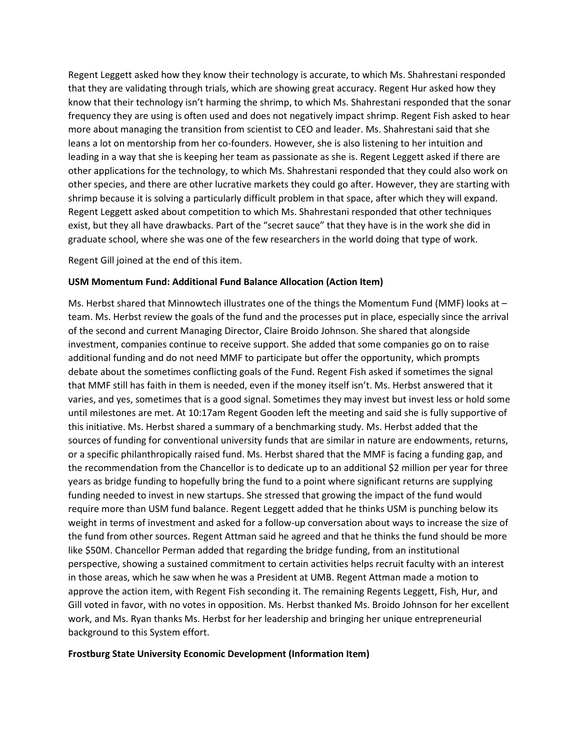Regent Leggett asked how they know their technology is accurate, to which Ms. Shahrestani responded that they are validating through trials, which are showing great accuracy. Regent Hur asked how they know that their technology isn't harming the shrimp, to which Ms. Shahrestani responded that the sonar frequency they are using is often used and does not negatively impact shrimp. Regent Fish asked to hear more about managing the transition from scientist to CEO and leader. Ms. Shahrestani said that she leans a lot on mentorship from her co-founders. However, she is also listening to her intuition and leading in a way that she is keeping her team as passionate as she is. Regent Leggett asked if there are other applications for the technology, to which Ms. Shahrestani responded that they could also work on other species, and there are other lucrative markets they could go after. However, they are starting with shrimp because it is solving a particularly difficult problem in that space, after which they will expand. Regent Leggett asked about competition to which Ms. Shahrestani responded that other techniques exist, but they all have drawbacks. Part of the "secret sauce" that they have is in the work she did in graduate school, where she was one of the few researchers in the world doing that type of work.

Regent Gill joined at the end of this item.

**USM Momentum Fund: Additional Fund Balance Allocation (Action Item)**

Ms. Herbst shared that Minnowtech illustrates one of the things the Momentum Fund (MMF) looks at – team. Ms. Herbst review the goals of the fund and the processes put in place, especially since the arrival of the second and current Managing Director, Claire Broido Johnson. She shared that alongside investment, companies continue to receive support. She added that some companies go on to raise additional funding and do not need MMF to participate but offer the opportunity, which prompts debate about the sometimes conflicting goals of the Fund. Regent Fish asked if sometimes the signal that MMF still has faith in them is needed, even if the money itself isn't. Ms. Herbst answered that it varies, and yes, sometimes that is a good signal. Sometimes they may invest but invest less or hold some until milestones are met. At 10:17am Regent Gooden left the meeting and said she is fully supportive of this initiative. Ms. Herbst shared a summary of a benchmarking study. Ms. Herbst added that the sources of funding for conventional university funds that are similar in nature are endowments, returns, or a specific philanthropically raised fund. Ms. Herbst shared that the MMF is facing a funding gap, and the recommendation from the Chancellor is to dedicate up to an additional $2 million per year for three years as bridge funding to hopefully bring the fund to a point where significant returns are supplying funding needed to invest in new startups. She stressed that growing the impact of the fund would require more than USM fund balance. Regent Leggett added that he thinks USM is punching below its weight in terms of investment and asked for a follow-up conversation about ways to increase the size of the fund from other sources. Regent Attman said he agreed and that he thinks the fund should be more like $50M. Chancellor Perman added that regarding the bridge funding, from an institutional perspective, showing a sustained commitment to certain activities helps recruit faculty with an interest in those areas, which he saw when he was a President at UMB. Regent Attman made a motion to approve the action item, with Regent Fish seconding it. The remaining Regents Leggett, Fish, Hur, and Gill voted in favor, with no votes in opposition. Ms. Herbst thanked Ms. Broido Johnson for her excellent work, and Ms. Ryan thanks Ms. Herbst for her leadership and bringing her unique entrepreneurial background to this System effort.

**Frostburg State University Economic Development (Information Item)**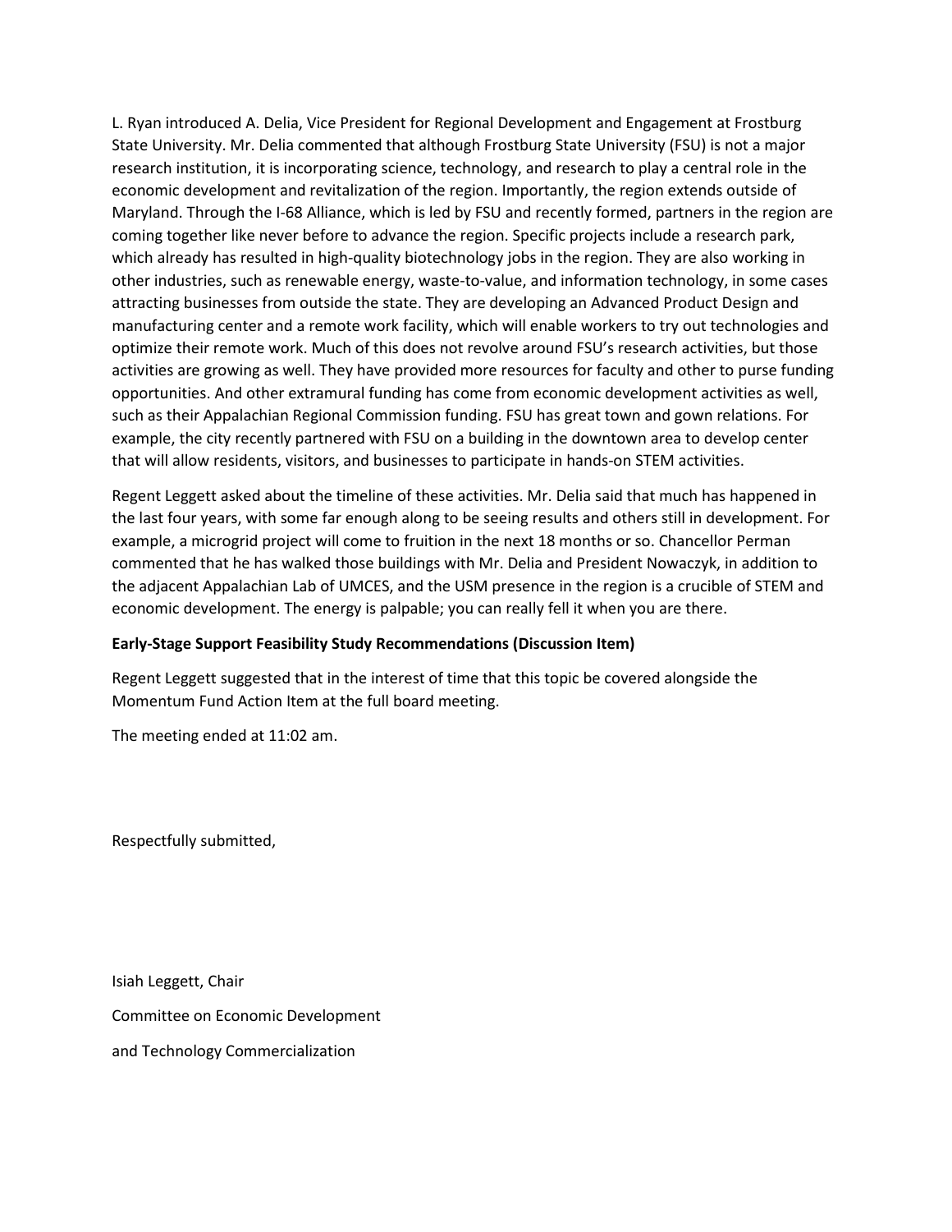L. Ryan introduced A. Delia, Vice President for Regional Development and Engagement at Frostburg State University. Mr. Delia commented that although Frostburg State University (FSU) is not a major research institution, it is incorporating science, technology, and research to play a central role in the economic development and revitalization of the region. Importantly, the region extends outside of Maryland. Through the I-68 Alliance, which is led by FSU and recently formed, partners in the region are coming together like never before to advance the region. Specific projects include a research park, which already has resulted in high-quality biotechnology jobs in the region. They are also working in other industries, such as renewable energy, waste-to-value, and information technology, in some cases attracting businesses from outside the state. They are developing an Advanced Product Design and manufacturing center and a remote work facility, which will enable workers to try out technologies and optimize their remote work. Much of this does not revolve around FSU's research activities, but those activities are growing as well. They have provided more resources for faculty and other to purse funding opportunities. And other extramural funding has come from economic development activities as well, such as their Appalachian Regional Commission funding. FSU has great town and gown relations. For example, the city recently partnered with FSU on a building in the downtown area to develop center that will allow residents, visitors, and businesses to participate in hands-on STEM activities.

Regent Leggett asked about the timeline of these activities. Mr. Delia said that much has happened in the last four years, with some far enough along to be seeing results and others still in development. For example, a microgrid project will come to fruition in the next 18 months or so. Chancellor Perman commented that he has walked those buildings with Mr. Delia and President Nowaczyk, in addition to the adjacent Appalachian Lab of UMCES, and the USM presence in the region is a crucible of STEM and economic development. The energy is palpable; you can really fell it when you are there.

**Early-Stage Support Feasibility Study Recommendations (Discussion Item)**

Regent Leggett suggested that in the interest of time that this topic be covered alongside the Momentum Fund Action Item at the full board meeting.

The meeting ended at 11:02 am.

Respectfully submitted,

Isiah Leggett, Chair

Committee on Economic Development

and Technology Commercialization